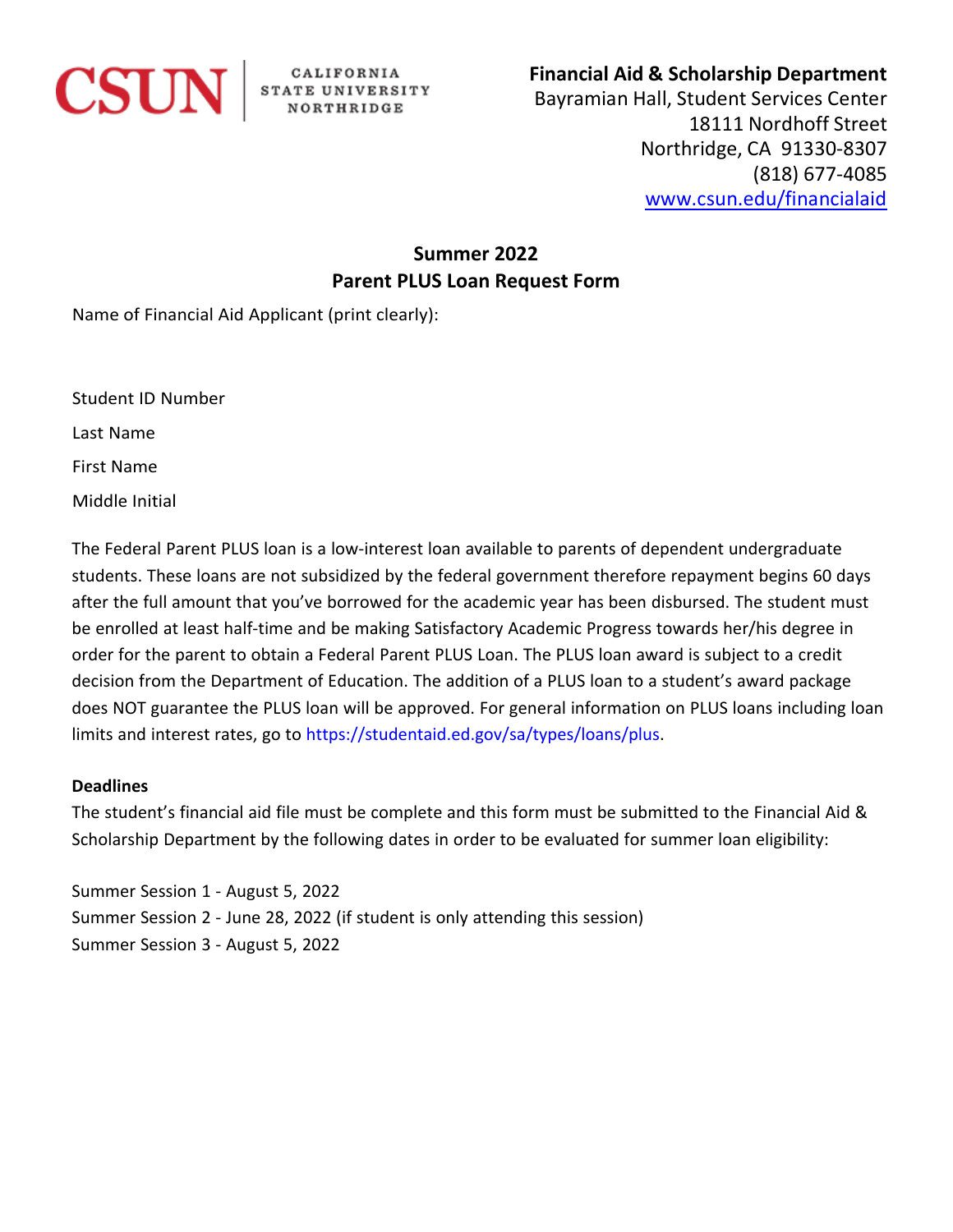CSUN | CALIFORNIA STATE UNIVERSITY NORTHRIDGE

**Financial Aid & Scholarship Department**
Bayramian Hall, Student Services Center
18111 Nordhoff Street
Northridge, CA 91330-8307
(818) 677-4085
www.csun.edu/financialaid

# Summer 2022
# Parent PLUS Loan Request Form

Name of Financial Aid Applicant (print clearly):

Student ID Number

Last Name

First Name

Middle Initial

The Federal Parent PLUS loan is a low-interest loan available to parents of dependent undergraduate students. These loans are not subsidized by the federal government therefore repayment begins 60 days after the full amount that you've borrowed for the academic year has been disbursed. The student must be enrolled at least half-time and be making Satisfactory Academic Progress towards her/his degree in order for the parent to obtain a Federal Parent PLUS Loan. The PLUS loan award is subject to a credit decision from the Department of Education. The addition of a PLUS loan to a student's award package does NOT guarantee the PLUS loan will be approved. For general information on PLUS loans including loan limits and interest rates, go to https://studentaid.ed.gov/sa/types/loans/plus.

**Deadlines**

The student's financial aid file must be complete and this form must be submitted to the Financial Aid & Scholarship Department by the following dates in order to be evaluated for summer loan eligibility:

Summer Session 1 - August 5, 2022
Summer Session 2 - June 28, 2022 (if student is only attending this session)
Summer Session 3 - August 5, 2022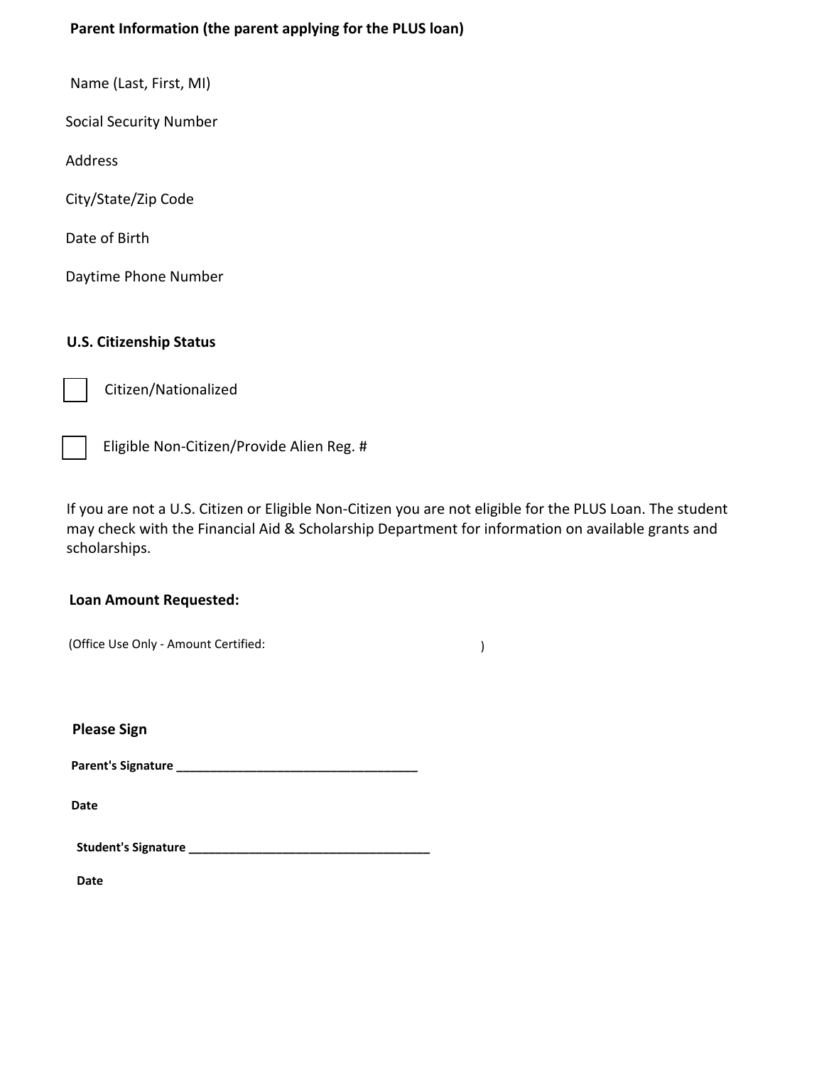**Parent Information (the parent applying for the PLUS loan)**

Name (Last, First, MI)

Social Security Number

Address

City/State/Zip Code

Date of Birth

Daytime Phone Number

**U.S. Citizenship Status**

☐ Citizen/Nationalized

☐ Eligible Non-Citizen/Provide Alien Reg. #

If you are not a U.S. Citizen or Eligible Non-Citizen you are not eligible for the PLUS Loan. The student may check with the Financial Aid & Scholarship Department for information on available grants and scholarships.

**Loan Amount Requested:**

(Office Use Only - Amount Certified: )

**Please Sign**

**Parent's Signature ____________________________________**

**Date**

**Student's Signature ____________________________________**

**Date**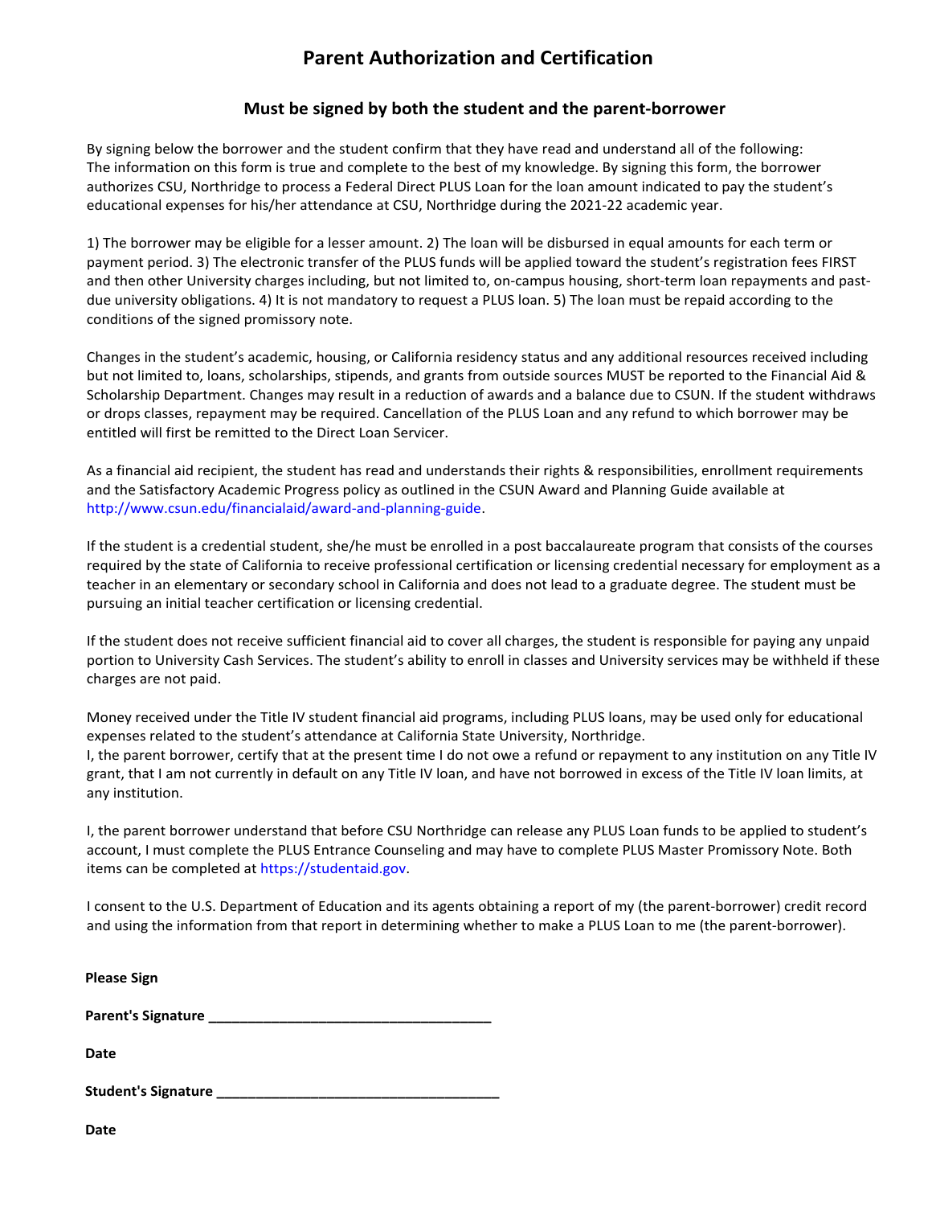# Parent Authorization and Certification

### Must be signed by both the student and the parent-borrower

By signing below the borrower and the student confirm that they have read and understand all of the following: The information on this form is true and complete to the best of my knowledge. By signing this form, the borrower authorizes CSU, Northridge to process a Federal Direct PLUS Loan for the loan amount indicated to pay the student's educational expenses for his/her attendance at CSU, Northridge during the 2021-22 academic year.

1) The borrower may be eligible for a lesser amount. 2) The loan will be disbursed in equal amounts for each term or payment period. 3) The electronic transfer of the PLUS funds will be applied toward the student's registration fees FIRST and then other University charges including, but not limited to, on-campus housing, short-term loan repayments and past-due university obligations. 4) It is not mandatory to request a PLUS loan. 5) The loan must be repaid according to the conditions of the signed promissory note.

Changes in the student's academic, housing, or California residency status and any additional resources received including but not limited to, loans, scholarships, stipends, and grants from outside sources MUST be reported to the Financial Aid & Scholarship Department. Changes may result in a reduction of awards and a balance due to CSUN. If the student withdraws or drops classes, repayment may be required. Cancellation of the PLUS Loan and any refund to which borrower may be entitled will first be remitted to the Direct Loan Servicer.

As a financial aid recipient, the student has read and understands their rights & responsibilities, enrollment requirements and the Satisfactory Academic Progress policy as outlined in the CSUN Award and Planning Guide available at http://www.csun.edu/financialaid/award-and-planning-guide.

If the student is a credential student, she/he must be enrolled in a post baccalaureate program that consists of the courses required by the state of California to receive professional certification or licensing credential necessary for employment as a teacher in an elementary or secondary school in California and does not lead to a graduate degree. The student must be pursuing an initial teacher certification or licensing credential.

If the student does not receive sufficient financial aid to cover all charges, the student is responsible for paying any unpaid portion to University Cash Services. The student's ability to enroll in classes and University services may be withheld if these charges are not paid.

Money received under the Title IV student financial aid programs, including PLUS loans, may be used only for educational expenses related to the student's attendance at California State University, Northridge.
I, the parent borrower, certify that at the present time I do not owe a refund or repayment to any institution on any Title IV grant, that I am not currently in default on any Title IV loan, and have not borrowed in excess of the Title IV loan limits, at any institution.

I, the parent borrower understand that before CSU Northridge can release any PLUS Loan funds to be applied to student's account, I must complete the PLUS Entrance Counseling and may have to complete PLUS Master Promissory Note. Both items can be completed at https://studentaid.gov.

I consent to the U.S. Department of Education and its agents obtaining a report of my (the parent-borrower) credit record and using the information from that report in determining whether to make a PLUS Loan to me (the parent-borrower).

**Please Sign**

**Parent's Signature** ___________________________________

**Date**

**Student's Signature** ___________________________________

**Date**